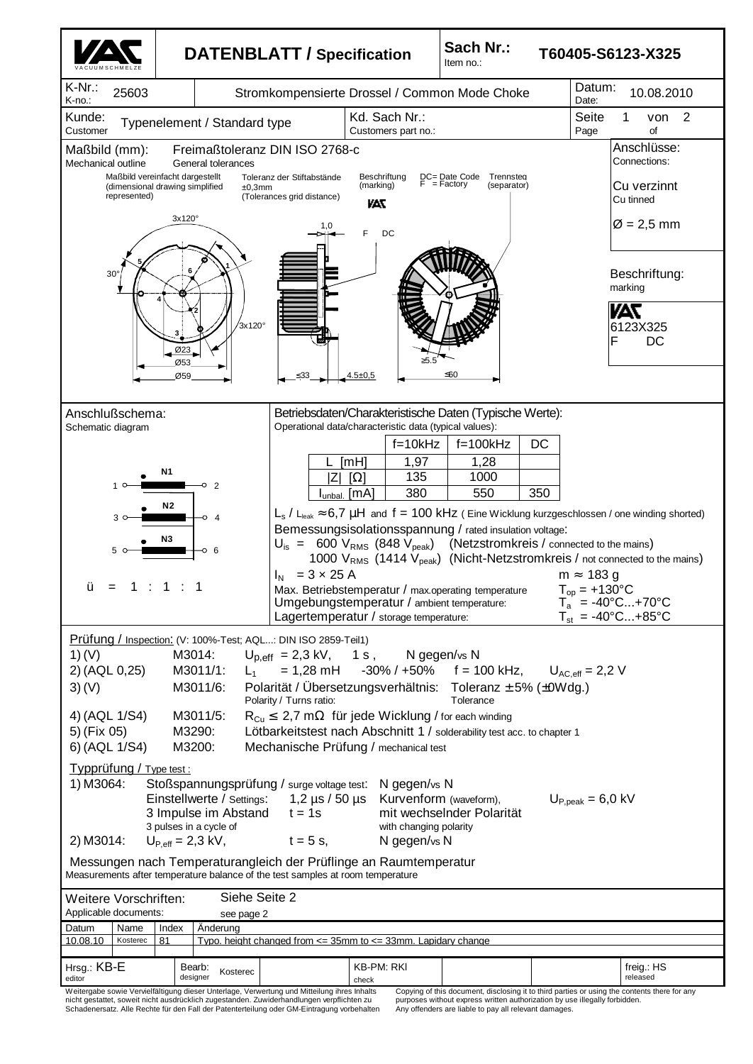# DATENBLATT / Specification

**Sach Nr.:** / Item no.: **T60405-S6123-X325**

| K-Nr.: / K-no.: | 25603 | Stromkompensierte Drossel / Common Mode Choke | Datum: / Date: | 10.08.2010 |
|---|---|---|---|---|
| Kunde: / Customer | Typenelement / Standard type | Kd. Sach Nr.: / Customers part no.: | Seite / Page | 1 von / of 2 |

## Maßbild (mm): / Mechanical outline

Freimaßtoleranz DIN ISO 2768-c / General tolerances

Maßbild vereinfacht dargestellt (dimensional drawing simplified represented)

Toleranz der Stiftabstände ±0,3mm (Tolerances grid distance)

Beschriftung (marking) — DC = Date Code, F = Factory — Trennsteg (separator)

3x120°, 30°, 3x120°, Ø23, Ø53, Ø59, 1,0, ≤33, 4.5±0,5, ≥5.5, ≤60, F DC

**Anschlüsse:** / Connections:

Cu verzinnt / Cu tinned

Ø = 2,5 mm

**Beschriftung:** / marking

VAC
6123X325
F DC

## Anschlußschema: / Schematic diagram

N1: 1 – 2
N2: 3 – 4
N3: 5 – 6

ü = 1 : 1 : 1

## Betriebsdaten/Charakteristische Daten (Typische Werte): / Operational data/characteristic data (typical values):

| | f=10kHz | f=100kHz | DC |
|---|---|---|---|
| L [mH] | 1,97 | 1,28 | |
| \|Z\| [Ω] | 135 | 1000 | |
| $I_{unbal.}$ [mA] | 380 | 550 | 350 |

$L_s$ / $L_{leak}$ ≈ 6,7 µH and f = 100 kHz ( Eine Wicklung kurzgeschlossen / one winding shorted)

Bemessungsisolationsspannung / rated insulation voltage:

$U_{is}$ = 600 $V_{RMS}$ (848 $V_{peak}$) (Netzstromkreis / connected to the mains)

1000 $V_{RMS}$ (1414 $V_{peak}$) (Nicht-Netzstromkreis / not connected to the mains)

$I_N$ = 3 × 25 A — m ≈ 183 g

Max. Betriebstemperatur / max.operating temperature — $T_{op}$ = +130°C

Umgebungstemperatur / ambient temperature: — $T_a$ = -40°C...+70°C

Lagertemperatur / storage temperature: — $T_{st}$ = -40°C...+85°C

## Prüfung / Inspection: (V: 100%-Test; AQL...: DIN ISO 2859-Teil1)

1) (V) — M3014: — $U_{p,eff}$ = 2,3 kV, 1 s , N gegen/vs N

2) (AQL 0,25) — M3011/1: — $L_1$ = 1,28 mH -30% / +50% f = 100 kHz, $U_{AC,eff}$ = 2,2 V

3) (V) — M3011/6: — Polarität / Übersetzungsverhältnis: Toleranz ± 5% (±0Wdg.) / Polarity / Turns ratio: Tolerance

4) (AQL 1/S4) — M3011/5: — $R_{Cu}$ ≤ 2,7 mΩ für jede Wicklung / for each winding

5) (Fix 05) — M3290: — Lötbarkeitstest nach Abschnitt 1 / solderability test acc. to chapter 1

6) (AQL 1/S4) — M3200: — Mechanische Prüfung / mechanical test

## Typprüfung / Type test :

1) M3064: Stoßspannungsprüfung / surge voltage test: N gegen/vs N
Einstellwerte / Settings: 1,2 µs / 50 µs Kurvenform (waveform), $U_{P,peak}$ = 6,0 kV
3 Impulse im Abstand / 3 pulses in a cycle of t = 1s mit wechselnder Polarität / with changing polarity

2) M3014: $U_{P,eff}$ = 2,3 kV, t = 5 s, N gegen/vs N

Messungen nach Temperaturangleich der Prüflinge an Raumtemperatur
Measurements after temperature balance of the test samples at room temperature

Weitere Vorschriften: / Applicable documents: Siehe Seite 2 / see page 2

| Datum | Name | Index | Änderung |
|---|---|---|---|
| 10.08.10 | Kosterec | 81 | Typo. height changed from <= 35mm to <= 33mm. Lapidary change |

| Hrsg.: KB-E / editor | Bearb.: / designer Kosterec | KB-PM: RKI / check | freig.: HS / released |
|---|---|---|---|

Weitergabe sowie Vervielfältigung dieser Unterlage, Verwertung und Mitteilung ihres Inhalts nicht gestattet, soweit nicht ausdrücklich zugestanden. Zuwiderhandlungen verpflichten zu Schadenersatz. Alle Rechte für den Fall der Patenterteilung oder GM-Eintragung vorbehalten

Copying of this document, disclosing it to third parties or using the contents there for any purposes without express written authorization by use illegally forbidden. Any offenders are liable to pay all relevant damages.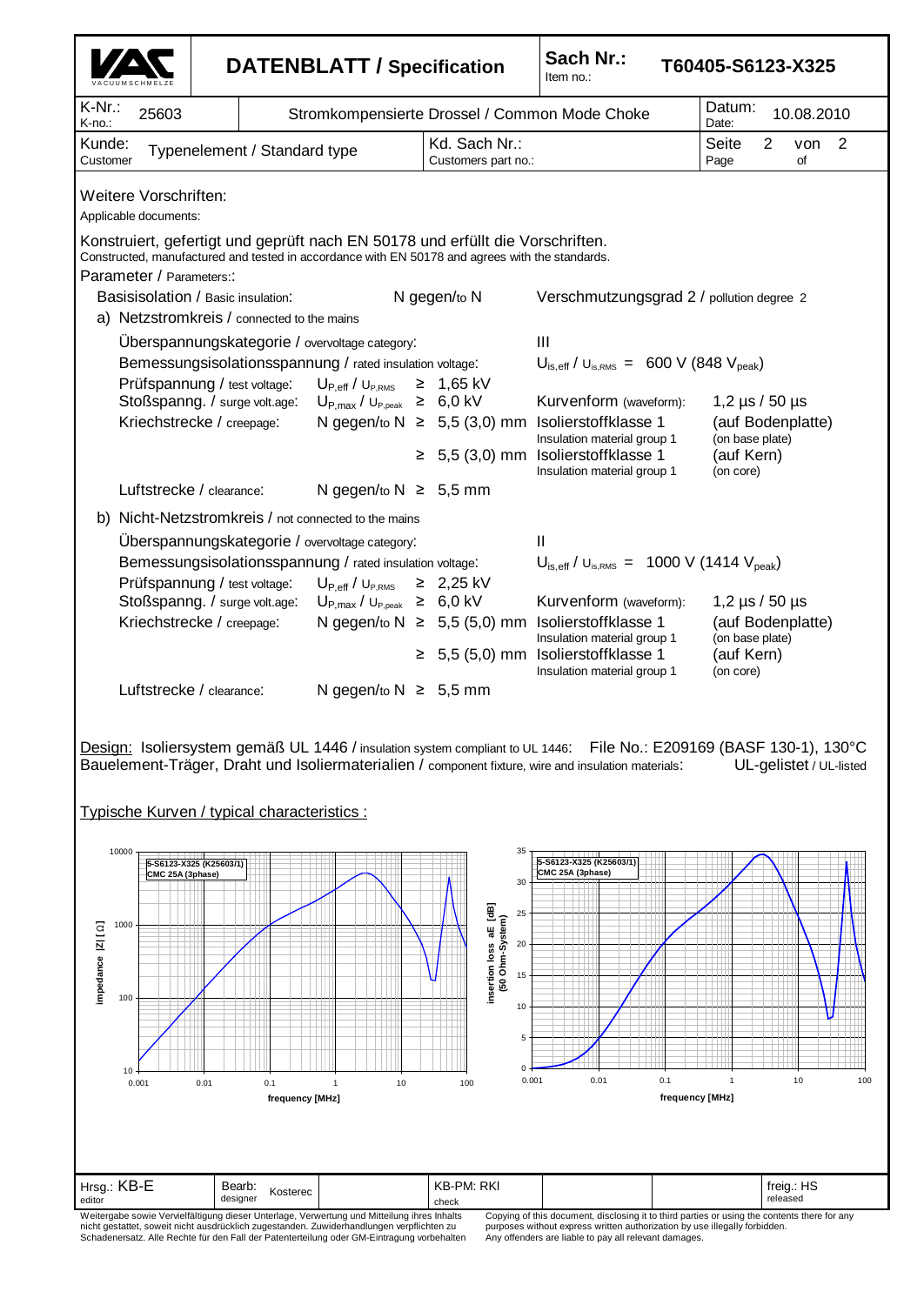# DATENBLATT / Specification

| | | | |
|---|---|---|---|
| K-Nr.: / K-no.: 25603 | Stromkompensierte Drossel / Common Mode Choke | | Datum: / Date: 10.08.2010 |
| Kunde: / Customer: Typenelement / Standard type | Kd. Sach Nr.: / Customers part no.: | | |

Sach Nr.: / Item no.: T60405-S6123-X325

**Weitere Vorschriften:**
Applicable documents:

Konstruiert, gefertigt und geprüft nach EN 50178 und erfüllt die Vorschriften.
Constructed, manufactured and tested in accordance with EN 50178 and agrees with the standards.

**Parameter / Parameters::**

Basisisolation / Basic insulation: N gegen/to N — Verschmutzungsgrad 2 / pollution degree 2

a) Netzstromkreis / connected to the mains

- Überspannungskategorie / overvoltage category: III
- Bemessungsisolationsspannung / rated insulation voltage: $U_{is,eff}$ / $U_{is,RMS}$ = 600 V (848 $V_{peak}$)
- Prüfspannung / test voltage: $U_{P,eff}$ / $U_{P,RMS}$ ≥ 1,65 kV
- Stoßspanng. / surge volt.age: $U_{P,max}$ / $U_{P,peak}$ ≥ 6,0 kV — Kurvenform (waveform): 1,2 µs / 50 µs
- Kriechstrecke / creepage: N gegen/to N ≥ 5,5 (3,0) mm — Isolierstoffklasse 1 / Insulation material group 1 — (auf Bodenplatte) / (on base plate)
- ≥ 5,5 (3,0) mm — Isolierstoffklasse 1 / Insulation material group 1 — (auf Kern) / (on core)
- Luftstrecke / clearance: N gegen/to N ≥ 5,5 mm

b) Nicht-Netzstromkreis / not connected to the mains

- Überspannungskategorie / overvoltage category: II
- Bemessungsisolationsspannung / rated insulation voltage: $U_{is,eff}$ / $U_{is,RMS}$ = 1000 V (1414 $V_{peak}$)
- Prüfspannung / test voltage: $U_{P,eff}$ / $U_{P,RMS}$ ≥ 2,25 kV
- Stoßspanng. / surge volt.age: $U_{P,max}$ / $U_{P,peak}$ ≥ 6,0 kV — Kurvenform (waveform): 1,2 µs / 50 µs
- Kriechstrecke / creepage: N gegen/to N ≥ 5,5 (5,0) mm — Isolierstoffklasse 1 / Insulation material group 1 — (auf Bodenplatte) / (on base plate)
- ≥ 5,5 (5,0) mm — Isolierstoffklasse 1 / Insulation material group 1 — (auf Kern) / (on core)
- Luftstrecke / clearance: N gegen/to N ≥ 5,5 mm

Design: Isoliersystem gemäß UL 1446 / insulation system compliant to UL 1446: File No.: E209169 (BASF 130-1), 130°C
Bauelement-Träger, Draht und Isoliermaterialien / component fixture, wire and insulation materials: UL-gelistet / UL-listed

**Typische Kurven / typical characteristics :**

5-S6123-X325 (K25603/1)
CMC 25A (3phase)
impedance |Z| [Ω]
10000
1000
100
10
0.001 0.01 0.1 1 10 100
frequency [MHz]

5-S6123-X325 (K25603/1)
CMC 25A (3phase)
insertion loss aE [dB] (50 Ohm-System)
35 30 25 20 15 10 5 0
0.001 0.01 0.1 1 10 100
frequency [MHz]

| | | | | |
|---|---|---|---|---|
| Hrsg.: KB-E / editor | Bearb: / designer Kosterec | KB-PM: RKI / check | | freig.: HS / released |

Weitergabe sowie Vervielfältigung dieser Unterlage, Verwertung und Mitteilung ihres Inhalts nicht gestattet, soweit nicht ausdrücklich zugestanden. Zuwiderhandlungen verpflichten zu Schadenersatz. Alle Rechte für den Fall der Patenterteilung oder GM-Eintragung vorbehalten

Copying of this document, disclosing it to third parties or using the contents there for any purposes without express written authorization by use illegally forbidden. Any offenders are liable to pay all relevant damages.